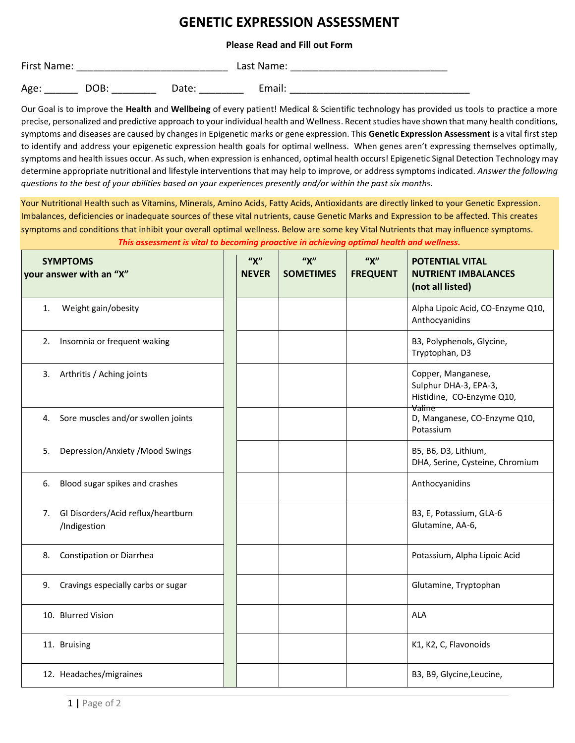# GENETIC EXPRESSION ASSESSMENT

**Please Read and Fill out Form**

First Name: ___________________________ Last Name: ____________________________

Age: ______ DOB: ________ Date: ________ Email: ________________________________

Our Goal is to improve the **Health** and **Wellbeing** of every patient! Medical & Scientific technology has provided us tools to practice a more precise, personalized and predictive approach to your individual health and Wellness. Recent studies have shown that many health conditions, symptoms and diseases are caused by changes in Epigenetic marks or gene expression. This **Genetic Expression Assessment** is a vital first step to identify and address your epigenetic expression health goals for optimal wellness. When genes aren't expressing themselves optimally, symptoms and health issues occur. As such, when expression is enhanced, optimal health occurs! Epigenetic Signal Detection Technology may determine appropriate nutritional and lifestyle interventions that may help to improve, or address symptoms indicated. *Answer the following questions to the best of your abilities based on your experiences presently and/or within the past six months.*

Your Nutritional Health such as Vitamins, Minerals, Amino Acids, Fatty Acids, Antioxidants are directly linked to your Genetic Expression. Imbalances, deficiencies or inadequate sources of these vital nutrients, cause Genetic Marks and Expression to be affected. This creates symptoms and conditions that inhibit your overall optimal wellness. Below are some key Vital Nutrients that may influence symptoms.

***This assessment is vital to becoming proactive in achieving optimal health and wellness.***

| SYMPTOMS your answer with an "X" | | "X" NEVER | "X" SOMETIMES | "X" FREQUENT | POTENTIAL VITAL NUTRIENT IMBALANCES (not all listed) |
|---|---|---|---|---|---|
| 1. Weight gain/obesity | | | | | Alpha Lipoic Acid, CO-Enzyme Q10, Anthocyanidins |
| 2. Insomnia or frequent waking | | | | | B3, Polyphenols, Glycine, Tryptophan, D3 |
| 3. Arthritis / Aching joints | | | | | Copper, Manganese, Sulphur DHA-3, EPA-3, Histidine, CO-Enzyme Q10, Valine |
| 4. Sore muscles and/or swollen joints | | | | | D, Manganese, CO-Enzyme Q10, Potassium |
| 5. Depression/Anxiety /Mood Swings | | | | | B5, B6, D3, Lithium, DHA, Serine, Cysteine, Chromium |
| 6. Blood sugar spikes and crashes | | | | | Anthocyanidins |
| 7. GI Disorders/Acid reflux/heartburn /Indigestion | | | | | B3, E, Potassium, GLA-6 Glutamine, AA-6, |
| 8. Constipation or Diarrhea | | | | | Potassium, Alpha Lipoic Acid |
| 9. Cravings especially carbs or sugar | | | | | Glutamine, Tryptophan |
| 10. Blurred Vision | | | | | ALA |
| 11. Bruising | | | | | K1, K2, C, Flavonoids |
| 12. Headaches/migraines | | | | | B3, B9, Glycine,Leucine, |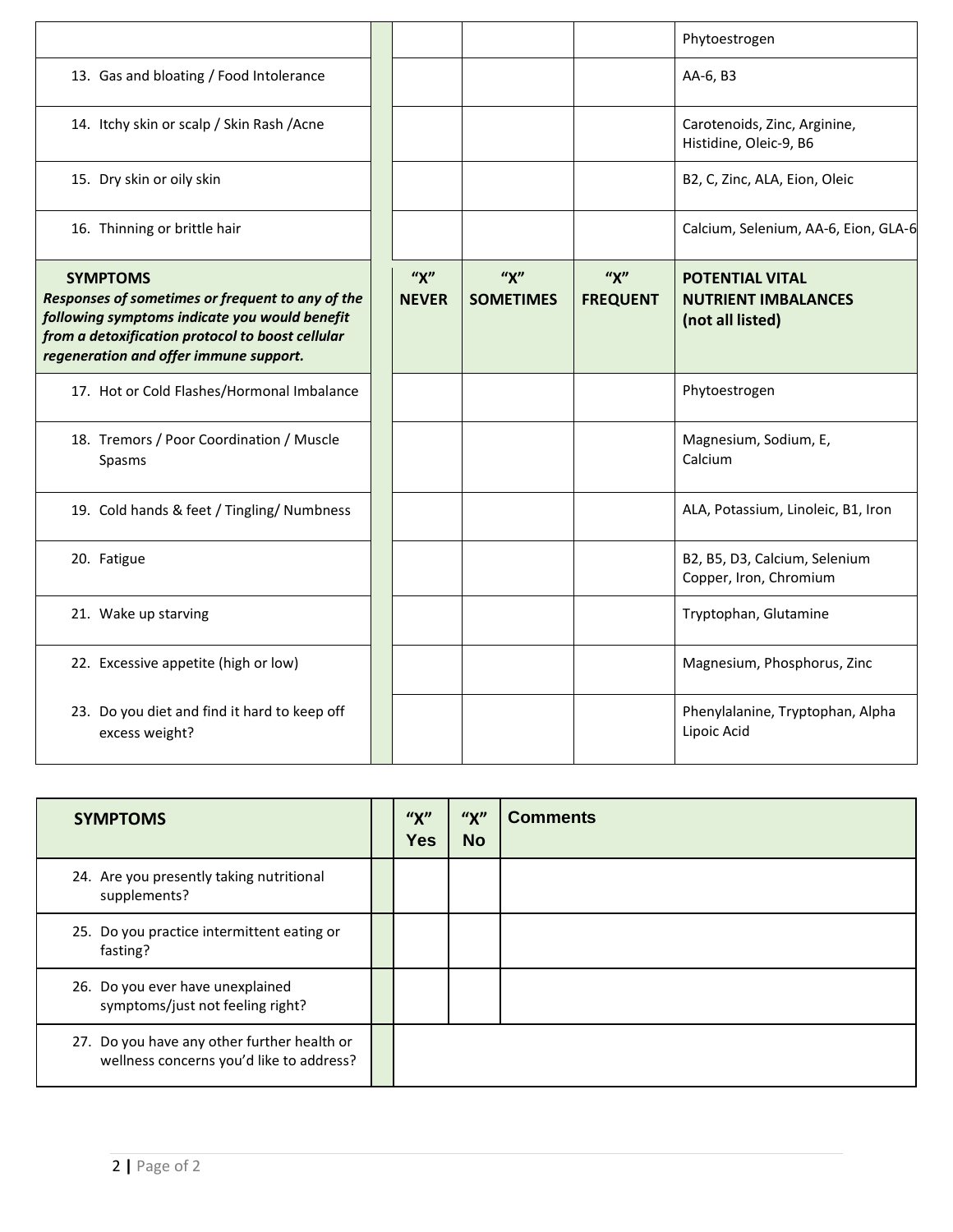| | | | | | |
|---|---|---|---|---|---|
| | | | | | Phytoestrogen |
| 13. Gas and bloating / Food Intolerance | | | | | AA-6, B3 |
| 14. Itchy skin or scalp / Skin Rash /Acne | | | | | Carotenoids, Zinc, Arginine, Histidine, Oleic-9, B6 |
| 15. Dry skin or oily skin | | | | | B2, C, Zinc, ALA, Eion, Oleic |
| 16. Thinning or brittle hair | | | | | Calcium, Selenium, AA-6, Eion, GLA-6 |

| **SYMPTOMS** *Responses of sometimes or frequent to any of the following symptoms indicate you would benefit from a detoxification protocol to boost cellular regeneration and offer immune support.* | | **"X" NEVER** | **"X" SOMETIMES** | **"X" FREQUENT** | **POTENTIAL VITAL NUTRIENT IMBALANCES (not all listed)** |
|---|---|---|---|---|---|
| 17. Hot or Cold Flashes/Hormonal Imbalance | | | | | Phytoestrogen |
| 18. Tremors / Poor Coordination / Muscle Spasms | | | | | Magnesium, Sodium, E, Calcium |
| 19. Cold hands & feet / Tingling/ Numbness | | | | | ALA, Potassium, Linoleic, B1, Iron |
| 20. Fatigue | | | | | B2, B5, D3, Calcium, Selenium Copper, Iron, Chromium |
| 21. Wake up starving | | | | | Tryptophan, Glutamine |
| 22. Excessive appetite (high or low) | | | | | Magnesium, Phosphorus, Zinc |
| 23. Do you diet and find it hard to keep off excess weight? | | | | | Phenylalanine, Tryptophan, Alpha Lipoic Acid |

| **SYMPTOMS** | | **"X" Yes** | **"X" No** | **Comments** |
|---|---|---|---|---|
| 24. Are you presently taking nutritional supplements? | | | | |
| 25. Do you practice intermittent eating or fasting? | | | | |
| 26. Do you ever have unexplained symptoms/just not feeling right? | | | | |
| 27. Do you have any other further health or wellness concerns you'd like to address? | | | | |